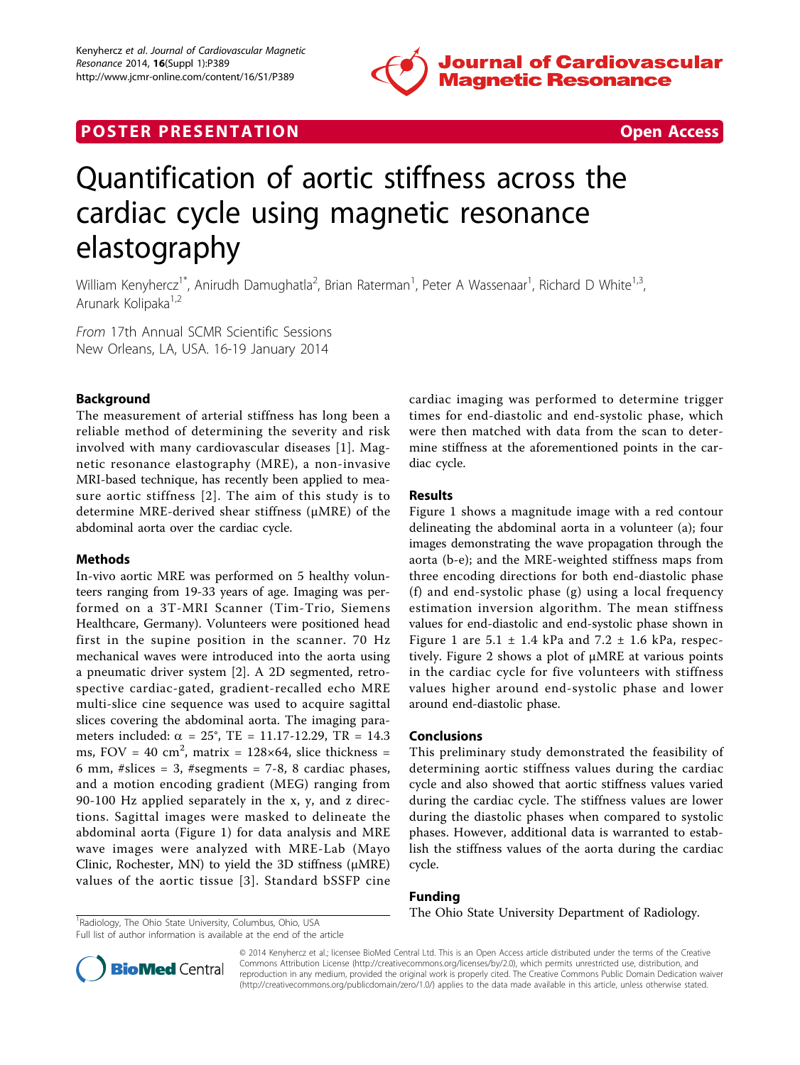POSTER PRESENTATION | Open Access

# Quantification of aortic stiffness across the cardiac cycle using magnetic resonance elastography

William Kenyhercz[1*], Anirudh Damughatla[2], Brian Raterman[1], Peter A Wassenaar[1], Richard D White[1,3], Arunark Kolipaka[1,2]

*From* 17th Annual SCMR Scientific Sessions
New Orleans, LA, USA. 16-19 January 2014

## Background

The measurement of arterial stiffness has long been a reliable method of determining the severity and risk involved with many cardiovascular diseases [1]. Magnetic resonance elastography (MRE), a non-invasive MRI-based technique, has recently been applied to measure aortic stiffness [2]. The aim of this study is to determine MRE-derived shear stiffness (μMRE) of the abdominal aorta over the cardiac cycle.

## Methods

In-vivo aortic MRE was performed on 5 healthy volunteers ranging from 19-33 years of age. Imaging was performed on a 3T-MRI Scanner (Tim-Trio, Siemens Healthcare, Germany). Volunteers were positioned head first in the supine position in the scanner. 70 Hz mechanical waves were introduced into the aorta using a pneumatic driver system [2]. A 2D segmented, retrospective cardiac-gated, gradient-recalled echo MRE multi-slice cine sequence was used to acquire sagittal slices covering the abdominal aorta. The imaging parameters included: $\alpha = 25°$, TE = 11.17-12.29, TR = 14.3 ms, FOV = 40 $cm^2$, matrix = 128×64, slice thickness = 6 mm, #slices = 3, #segments = 7-8, 8 cardiac phases, and a motion encoding gradient (MEG) ranging from 90-100 Hz applied separately in the x, y, and z directions. Sagittal images were masked to delineate the abdominal aorta (Figure 1) for data analysis and MRE wave images were analyzed with MRE-Lab (Mayo Clinic, Rochester, MN) to yield the 3D stiffness (μMRE) values of the aortic tissue [3]. Standard bSSFP cine cardiac imaging was performed to determine trigger times for end-diastolic and end-systolic phase, which were then matched with data from the scan to determine stiffness at the aforementioned points in the cardiac cycle.

## Results

Figure 1 shows a magnitude image with a red contour delineating the abdominal aorta in a volunteer (a); four images demonstrating the wave propagation through the aorta (b-e); and the MRE-weighted stiffness maps from three encoding directions for both end-diastolic phase (f) and end-systolic phase (g) using a local frequency estimation inversion algorithm. The mean stiffness values for end-diastolic and end-systolic phase shown in Figure 1 are 5.1 ± 1.4 kPa and 7.2 ± 1.6 kPa, respectively. Figure 2 shows a plot of μMRE at various points in the cardiac cycle for five volunteers with stiffness values higher around end-systolic phase and lower around end-diastolic phase.

## Conclusions

This preliminary study demonstrated the feasibility of determining aortic stiffness values during the cardiac cycle and also showed that aortic stiffness values varied during the cardiac cycle. The stiffness values are lower during the diastolic phases when compared to systolic phases. However, additional data is warranted to establish the stiffness values of the aorta during the cardiac cycle.

## Funding

The Ohio State University Department of Radiology.

[1]Radiology, The Ohio State University, Columbus, Ohio, USA
Full list of author information is available at the end of the article

© 2014 Kenyhercz et al.; licensee BioMed Central Ltd. This is an Open Access article distributed under the terms of the Creative Commons Attribution License (http://creativecommons.org/licenses/by/2.0), which permits unrestricted use, distribution, and reproduction in any medium, provided the original work is properly cited. The Creative Commons Public Domain Dedication waiver (http://creativecommons.org/publicdomain/zero/1.0/) applies to the data made available in this article, unless otherwise stated.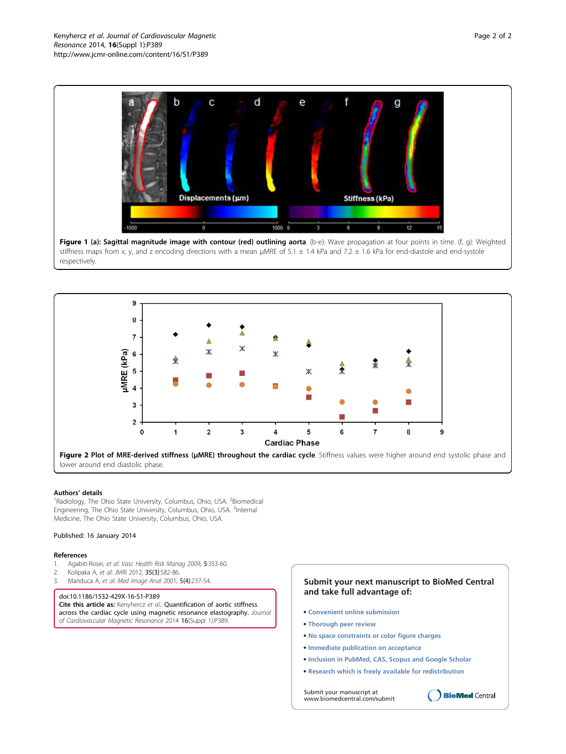a b c d e f g

Displacements (µm)

Stiffness (kPa)

-1000 0 1000 0 3 6 9 12 15

**Figure 1 (a): Sagittal magnitude image with contour (red) outlining aorta**. (b-e): Wave propagation at four points in time. (f, g): Weighted stiffness maps from x, y, and z encoding directions with a mean µMRE of 5.1 ± 1.4 kPa and 7.2 ± 1.6 kPa for end-diastole and end-systole respectively.

µMRE (kPa)

9
8
7
6
5
4
3
2

0 1 2 3 4 5 6 7 8 9

Cardiac Phase

**Figure 2 Plot of MRE-derived stiffness (µMRE) throughout the cardiac cycle**. Stiffness values were higher around end systolic phase and lower around end diastolic phase.

### Authors' details

[1]Radiology, The Ohio State University, Columbus, Ohio, USA. [2]Biomedical Engineering, The Ohio State University, Columbus, Ohio, USA. [3]Internal Medicine, The Ohio State University, Columbus, Ohio, USA.

Published: 16 January 2014

### References

1. Agabiti-Rosei, *et al*: *Vasc Health Risk Manag* 2009, **5**:353-60.
2. Kolipaka A, *et al*: *JMRI* 2012, **35(3)**:582-86.
3. Manduca A, *et al*: *Med Image Anal* 2001, **5(4)**:237-54.

doi:10.1186/1532-429X-16-S1-P389

**Cite this article as:** Kenyhercz *et al*.: Quantification of aortic stiffness across the cardiac cycle using magnetic resonance elastography. *Journal of Cardiovascular Magnetic Resonance* 2014 **16**(Suppl 1):P389.

**Submit your next manuscript to BioMed Central and take full advantage of:**

- **Convenient online submission**
- **Thorough peer review**
- **No space constraints or color figure charges**
- **Immediate publication on acceptance**
- **Inclusion in PubMed, CAS, Scopus and Google Scholar**
- **Research which is freely available for redistribution**

Submit your manuscript at www.biomedcentral.com/submit

BioMed Central